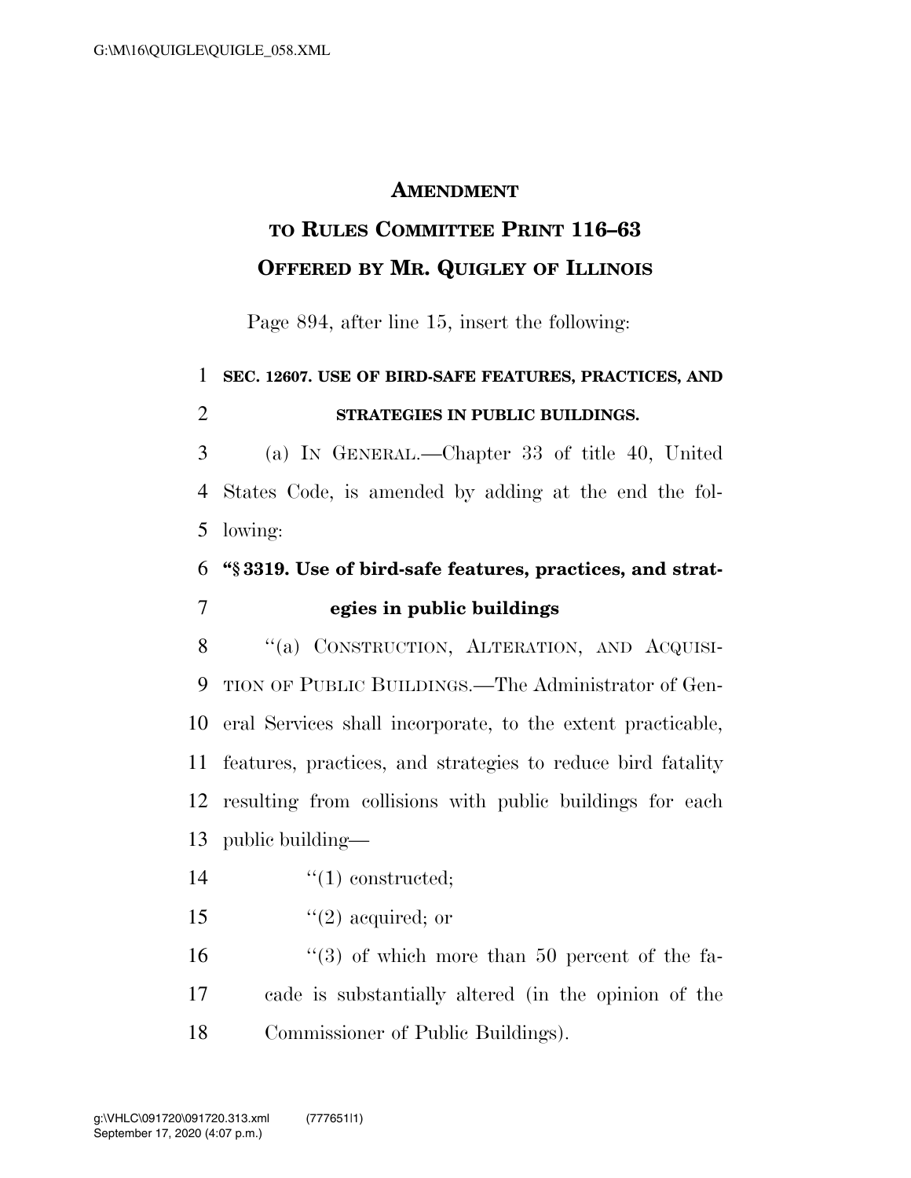# AMENDMENT
## TO RULES COMMITTEE PRINT 116–63
## OFFERED BY MR. QUIGLEY OF ILLINOIS

Page 894, after line 15, insert the following:

**SEC. 12607. USE OF BIRD-SAFE FEATURES, PRACTICES, AND STRATEGIES IN PUBLIC BUILDINGS.**

(a) IN GENERAL.—Chapter 33 of title 40, United States Code, is amended by adding at the end the following:

**"§ 3319. Use of bird-safe features, practices, and strategies in public buildings**

"(a) CONSTRUCTION, ALTERATION, AND ACQUISITION OF PUBLIC BUILDINGS.—The Administrator of General Services shall incorporate, to the extent practicable, features, practices, and strategies to reduce bird fatality resulting from collisions with public buildings for each public building—

"(1) constructed;

"(2) acquired; or

"(3) of which more than 50 percent of the facade is substantially altered (in the opinion of the Commissioner of Public Buildings).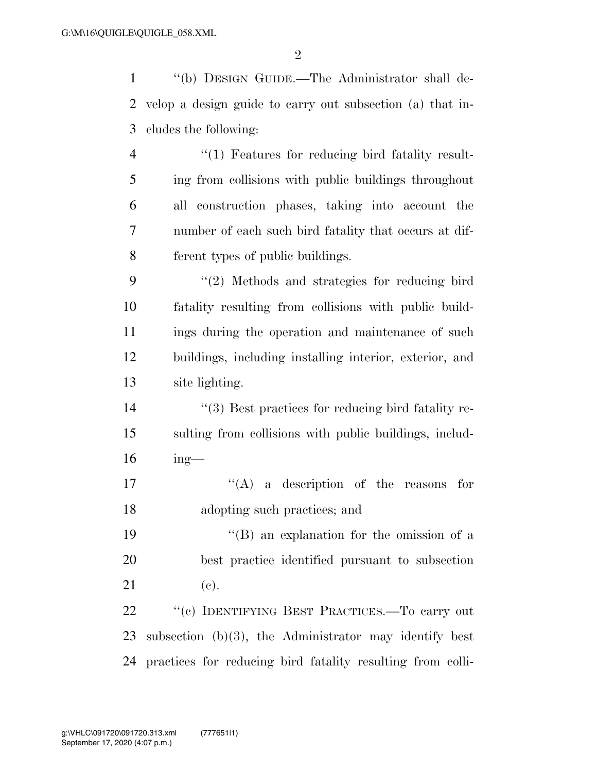"(b) DESIGN GUIDE.—The Administrator shall develop a design guide to carry out subsection (a) that includes the following:

"(1) Features for reducing bird fatality resulting from collisions with public buildings throughout all construction phases, taking into account the number of each such bird fatality that occurs at different types of public buildings.

"(2) Methods and strategies for reducing bird fatality resulting from collisions with public buildings during the operation and maintenance of such buildings, including installing interior, exterior, and site lighting.

"(3) Best practices for reducing bird fatality resulting from collisions with public buildings, including—

"(A) a description of the reasons for adopting such practices; and

"(B) an explanation for the omission of a best practice identified pursuant to subsection (c).

"(c) IDENTIFYING BEST PRACTICES.—To carry out subsection (b)(3), the Administrator may identify best practices for reducing bird fatality resulting from colli-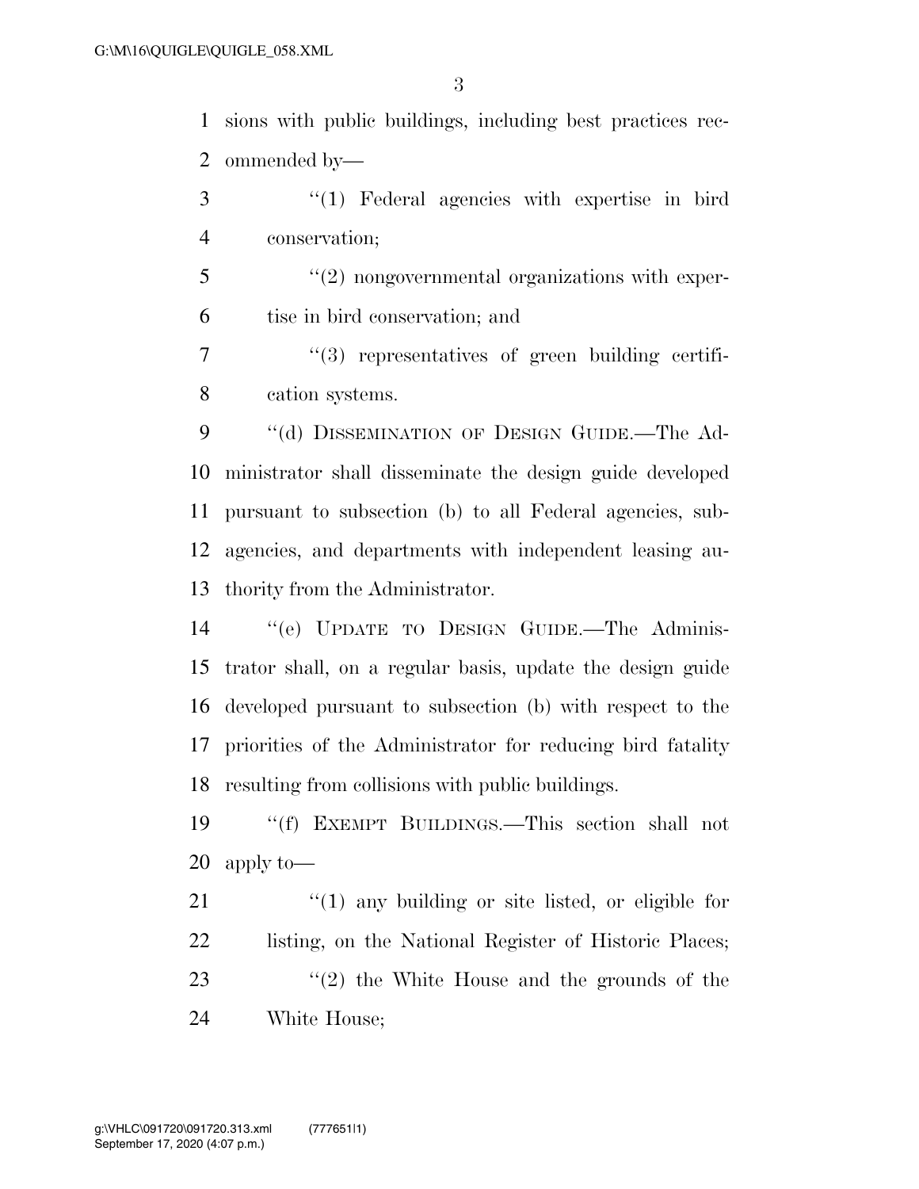sions with public buildings, including best practices recommended by—

"(1) Federal agencies with expertise in bird conservation;

"(2) nongovernmental organizations with expertise in bird conservation; and

"(3) representatives of green building certification systems.

"(d) DISSEMINATION OF DESIGN GUIDE.—The Administrator shall disseminate the design guide developed pursuant to subsection (b) to all Federal agencies, subagencies, and departments with independent leasing authority from the Administrator.

"(e) UPDATE TO DESIGN GUIDE.—The Administrator shall, on a regular basis, update the design guide developed pursuant to subsection (b) with respect to the priorities of the Administrator for reducing bird fatality resulting from collisions with public buildings.

"(f) EXEMPT BUILDINGS.—This section shall not apply to—

"(1) any building or site listed, or eligible for listing, on the National Register of Historic Places;

"(2) the White House and the grounds of the White House;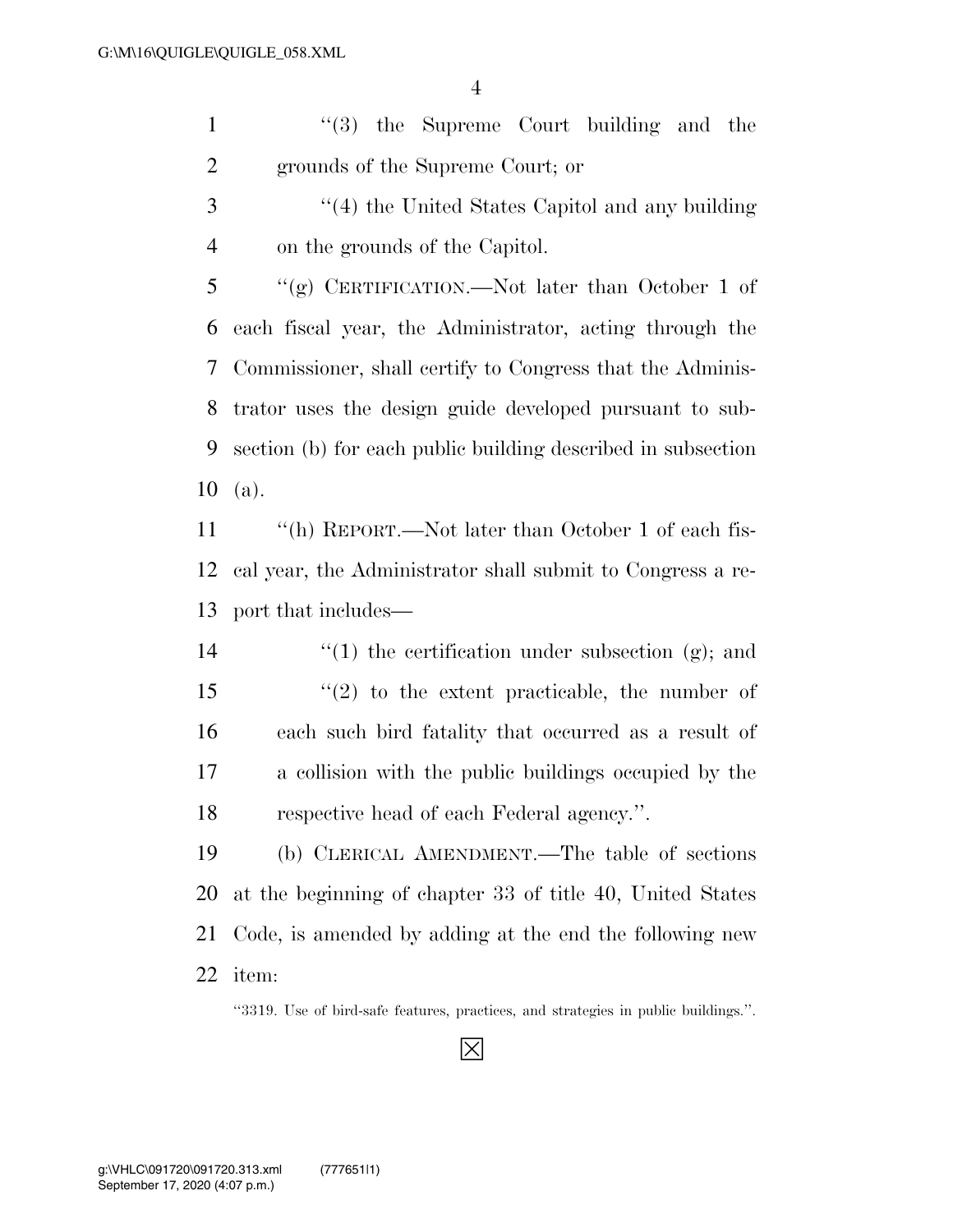“(3) the Supreme Court building and the grounds of the Supreme Court; or

“(4) the United States Capitol and any building on the grounds of the Capitol.

“(g) CERTIFICATION.—Not later than October 1 of each fiscal year, the Administrator, acting through the Commissioner, shall certify to Congress that the Administrator uses the design guide developed pursuant to subsection (b) for each public building described in subsection (a).

“(h) REPORT.—Not later than October 1 of each fiscal year, the Administrator shall submit to Congress a report that includes—

“(1) the certification under subsection (g); and

“(2) to the extent practicable, the number of each such bird fatality that occurred as a result of a collision with the public buildings occupied by the respective head of each Federal agency.”.

(b) CLERICAL AMENDMENT.—The table of sections at the beginning of chapter 33 of title 40, United States Code, is amended by adding at the end the following new item:

“3319. Use of bird-safe features, practices, and strategies in public buildings.”.